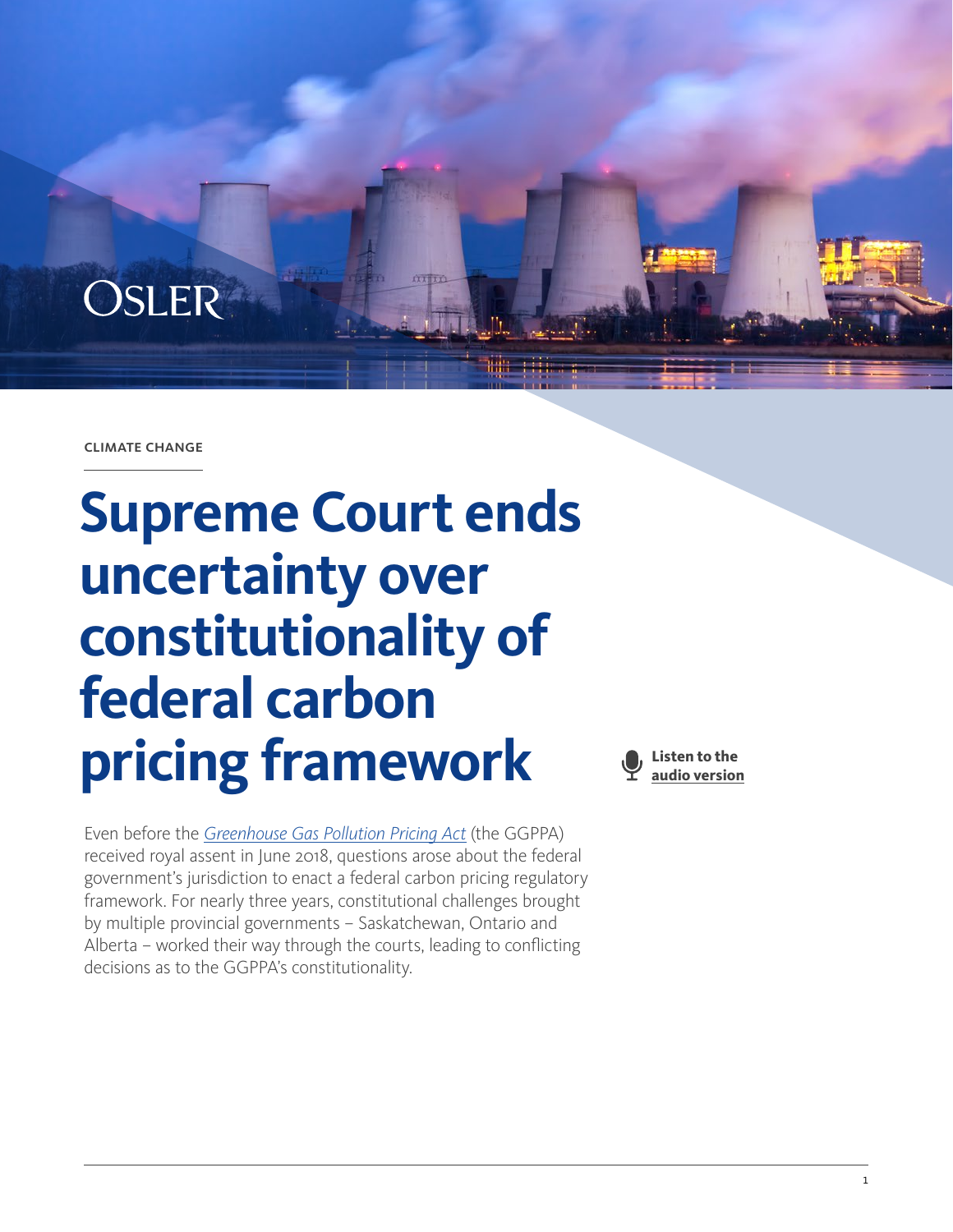CLIMATE CHANGE

# Supreme Court ends uncertainty over constitutionality of federal carbon pricing framework

Listen to the **audio version**

Even before the *Greenhouse Gas Pollution Pricing Act* (the GGPPA) received royal assent in June 2018, questions arose about the federal government's jurisdiction to enact a federal carbon pricing regulatory framework. For nearly three years, constitutional challenges brought by multiple provincial governments – Saskatchewan, Ontario and Alberta – worked their way through the courts, leading to conflicting decisions as to the GGPPA's constitutionality.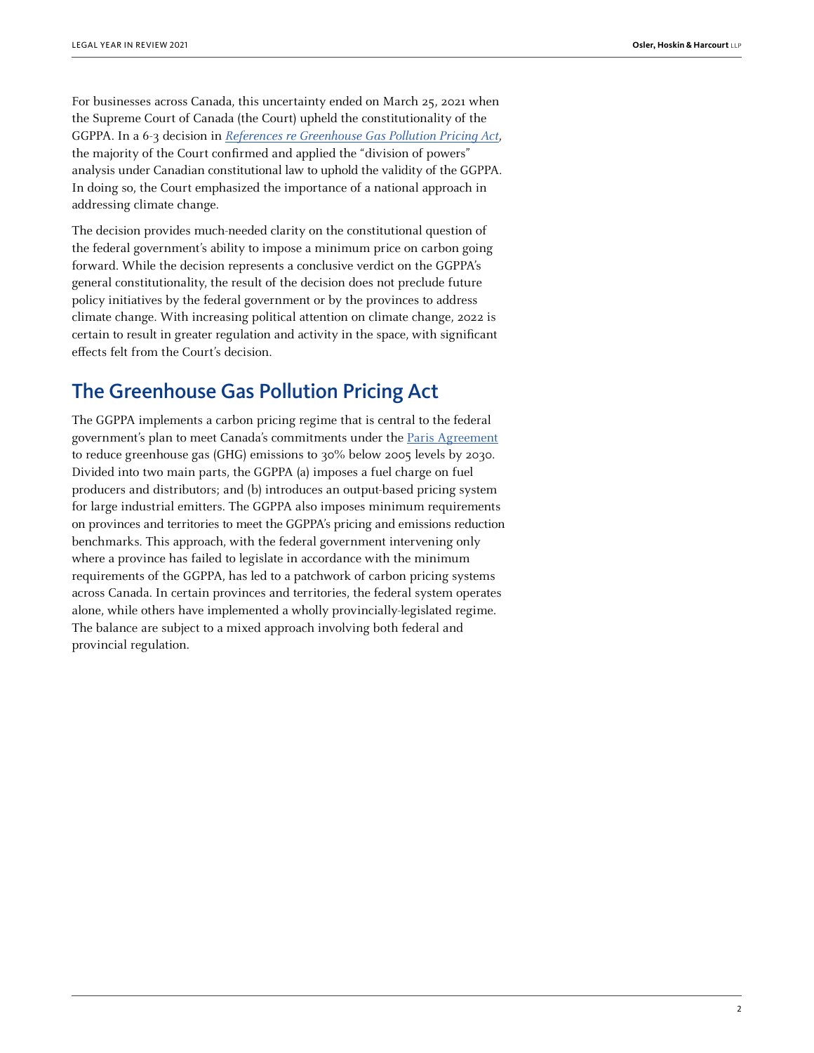For businesses across Canada, this uncertainty ended on March 25, 2021 when the Supreme Court of Canada (the Court) upheld the constitutionality of the GGPPA. In a 6-3 decision in *References re Greenhouse Gas Pollution Pricing Act*, the majority of the Court confirmed and applied the "division of powers" analysis under Canadian constitutional law to uphold the validity of the GGPPA. In doing so, the Court emphasized the importance of a national approach in addressing climate change.

The decision provides much-needed clarity on the constitutional question of the federal government's ability to impose a minimum price on carbon going forward. While the decision represents a conclusive verdict on the GGPPA's general constitutionality, the result of the decision does not preclude future policy initiatives by the federal government or by the provinces to address climate change. With increasing political attention on climate change, 2022 is certain to result in greater regulation and activity in the space, with significant effects felt from the Court's decision.

## The Greenhouse Gas Pollution Pricing Act

The GGPPA implements a carbon pricing regime that is central to the federal government's plan to meet Canada's commitments under the Paris Agreement to reduce greenhouse gas (GHG) emissions to 30% below 2005 levels by 2030. Divided into two main parts, the GGPPA (a) imposes a fuel charge on fuel producers and distributors; and (b) introduces an output-based pricing system for large industrial emitters. The GGPPA also imposes minimum requirements on provinces and territories to meet the GGPPA's pricing and emissions reduction benchmarks. This approach, with the federal government intervening only where a province has failed to legislate in accordance with the minimum requirements of the GGPPA, has led to a patchwork of carbon pricing systems across Canada. In certain provinces and territories, the federal system operates alone, while others have implemented a wholly provincially-legislated regime. The balance are subject to a mixed approach involving both federal and provincial regulation.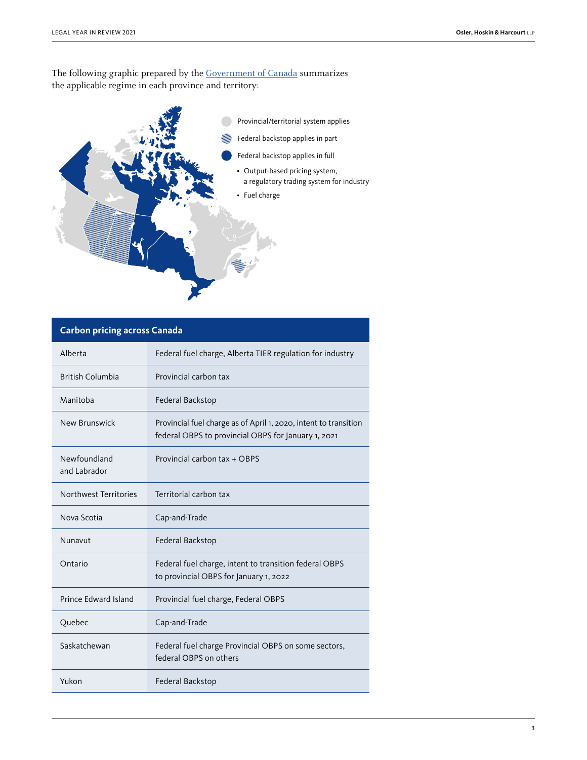The following graphic prepared by the [Government of Canada](#) summarizes the applicable regime in each province and territory:

- Provincial/territorial system applies
- Federal backstop applies in part
- Federal backstop applies in full
  - Output-based pricing system, a regulatory trading system for industry
  - Fuel charge

| Carbon pricing across Canada | |
|---|---|
| Alberta | Federal fuel charge, Alberta TIER regulation for industry |
| British Columbia | Provincial carbon tax |
| Manitoba | Federal Backstop |
| New Brunswick | Provincial fuel charge as of April 1, 2020, intent to transition federal OBPS to provincial OBPS for January 1, 2021 |
| Newfoundland and Labrador | Provincial carbon tax + OBPS |
| Northwest Territories | Territorial carbon tax |
| Nova Scotia | Cap-and-Trade |
| Nunavut | Federal Backstop |
| Ontario | Federal fuel charge, intent to transition federal OBPS to provincial OBPS for January 1, 2022 |
| Prince Edward Island | Provincial fuel charge, Federal OBPS |
| Quebec | Cap-and-Trade |
| Saskatchewan | Federal fuel charge Provincial OBPS on some sectors, federal OBPS on others |
| Yukon | Federal Backstop |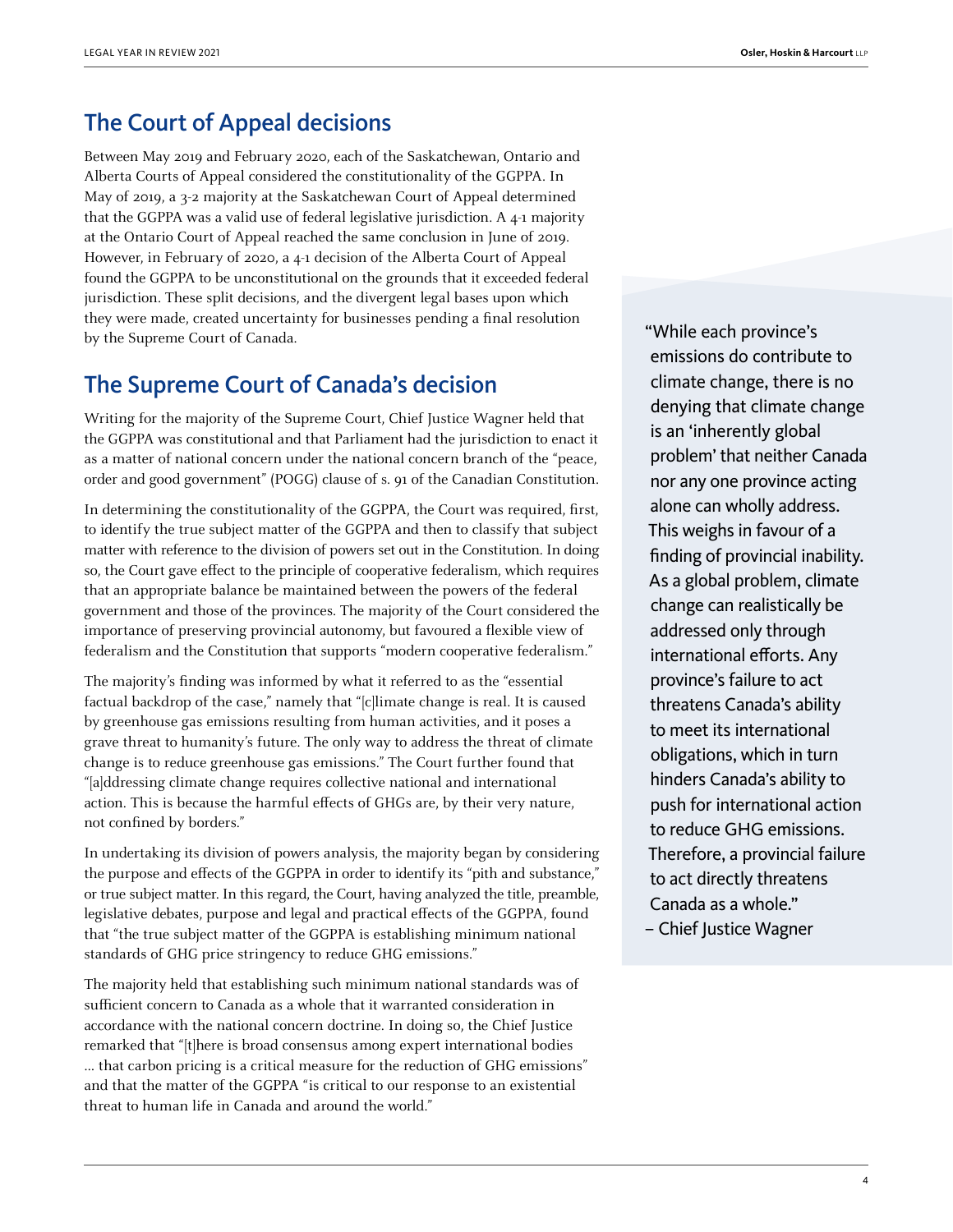## The Court of Appeal decisions

Between May 2019 and February 2020, each of the Saskatchewan, Ontario and Alberta Courts of Appeal considered the constitutionality of the GGPPA. In May of 2019, a 3-2 majority at the Saskatchewan Court of Appeal determined that the GGPPA was a valid use of federal legislative jurisdiction. A 4-1 majority at the Ontario Court of Appeal reached the same conclusion in June of 2019. However, in February of 2020, a 4-1 decision of the Alberta Court of Appeal found the GGPPA to be unconstitutional on the grounds that it exceeded federal jurisdiction. These split decisions, and the divergent legal bases upon which they were made, created uncertainty for businesses pending a final resolution by the Supreme Court of Canada.

## The Supreme Court of Canada's decision

Writing for the majority of the Supreme Court, Chief Justice Wagner held that the GGPPA was constitutional and that Parliament had the jurisdiction to enact it as a matter of national concern under the national concern branch of the "peace, order and good government" (POGG) clause of s. 91 of the Canadian Constitution.

In determining the constitutionality of the GGPPA, the Court was required, first, to identify the true subject matter of the GGPPA and then to classify that subject matter with reference to the division of powers set out in the Constitution. In doing so, the Court gave effect to the principle of cooperative federalism, which requires that an appropriate balance be maintained between the powers of the federal government and those of the provinces. The majority of the Court considered the importance of preserving provincial autonomy, but favoured a flexible view of federalism and the Constitution that supports "modern cooperative federalism."

The majority's finding was informed by what it referred to as the "essential factual backdrop of the case," namely that "[c]limate change is real. It is caused by greenhouse gas emissions resulting from human activities, and it poses a grave threat to humanity's future. The only way to address the threat of climate change is to reduce greenhouse gas emissions." The Court further found that "[a]ddressing climate change requires collective national and international action. This is because the harmful effects of GHGs are, by their very nature, not confined by borders."

In undertaking its division of powers analysis, the majority began by considering the purpose and effects of the GGPPA in order to identify its "pith and substance," or true subject matter. In this regard, the Court, having analyzed the title, preamble, legislative debates, purpose and legal and practical effects of the GGPPA, found that "the true subject matter of the GGPPA is establishing minimum national standards of GHG price stringency to reduce GHG emissions."

The majority held that establishing such minimum national standards was of sufficient concern to Canada as a whole that it warranted consideration in accordance with the national concern doctrine. In doing so, the Chief Justice remarked that "[t]here is broad consensus among expert international bodies … that carbon pricing is a critical measure for the reduction of GHG emissions" and that the matter of the GGPPA "is critical to our response to an existential threat to human life in Canada and around the world."

> "While each province's emissions do contribute to climate change, there is no denying that climate change is an 'inherently global problem' that neither Canada nor any one province acting alone can wholly address. This weighs in favour of a finding of provincial inability. As a global problem, climate change can realistically be addressed only through international efforts. Any province's failure to act threatens Canada's ability to meet its international obligations, which in turn hinders Canada's ability to push for international action to reduce GHG emissions. Therefore, a provincial failure to act directly threatens Canada as a whole."
> – Chief Justice Wagner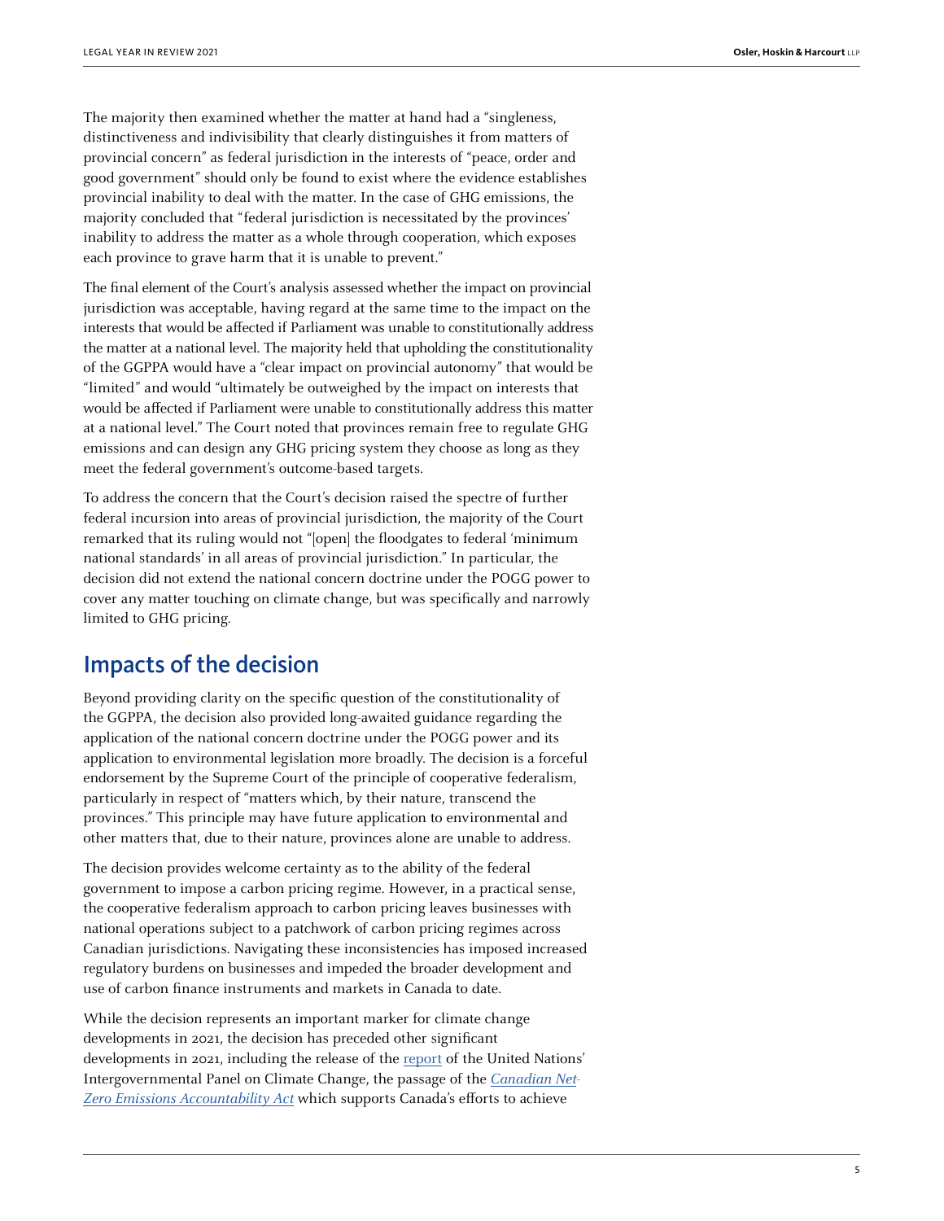The majority then examined whether the matter at hand had a "singleness, distinctiveness and indivisibility that clearly distinguishes it from matters of provincial concern" as federal jurisdiction in the interests of "peace, order and good government" should only be found to exist where the evidence establishes provincial inability to deal with the matter. In the case of GHG emissions, the majority concluded that "federal jurisdiction is necessitated by the provinces' inability to address the matter as a whole through cooperation, which exposes each province to grave harm that it is unable to prevent."

The final element of the Court's analysis assessed whether the impact on provincial jurisdiction was acceptable, having regard at the same time to the impact on the interests that would be affected if Parliament was unable to constitutionally address the matter at a national level. The majority held that upholding the constitutionality of the GGPPA would have a "clear impact on provincial autonomy" that would be "limited" and would "ultimately be outweighed by the impact on interests that would be affected if Parliament were unable to constitutionally address this matter at a national level." The Court noted that provinces remain free to regulate GHG emissions and can design any GHG pricing system they choose as long as they meet the federal government's outcome-based targets.

To address the concern that the Court's decision raised the spectre of further federal incursion into areas of provincial jurisdiction, the majority of the Court remarked that its ruling would not "[open] the floodgates to federal 'minimum national standards' in all areas of provincial jurisdiction." In particular, the decision did not extend the national concern doctrine under the POGG power to cover any matter touching on climate change, but was specifically and narrowly limited to GHG pricing.

## Impacts of the decision

Beyond providing clarity on the specific question of the constitutionality of the GGPPA, the decision also provided long-awaited guidance regarding the application of the national concern doctrine under the POGG power and its application to environmental legislation more broadly. The decision is a forceful endorsement by the Supreme Court of the principle of cooperative federalism, particularly in respect of "matters which, by their nature, transcend the provinces." This principle may have future application to environmental and other matters that, due to their nature, provinces alone are unable to address.

The decision provides welcome certainty as to the ability of the federal government to impose a carbon pricing regime. However, in a practical sense, the cooperative federalism approach to carbon pricing leaves businesses with national operations subject to a patchwork of carbon pricing regimes across Canadian jurisdictions. Navigating these inconsistencies has imposed increased regulatory burdens on businesses and impeded the broader development and use of carbon finance instruments and markets in Canada to date.

While the decision represents an important marker for climate change developments in 2021, the decision has preceded other significant developments in 2021, including the release of the report of the United Nations' Intergovernmental Panel on Climate Change, the passage of the *Canadian Net-Zero Emissions Accountability Act* which supports Canada's efforts to achieve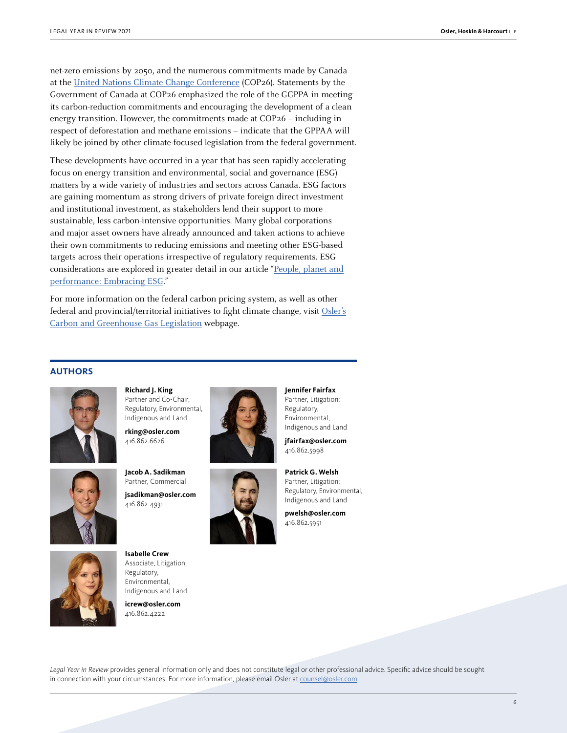net-zero emissions by 2050, and the numerous commitments made by Canada at the United Nations Climate Change Conference (COP26). Statements by the Government of Canada at COP26 emphasized the role of the GGPPA in meeting its carbon-reduction commitments and encouraging the development of a clean energy transition. However, the commitments made at COP26 – including in respect of deforestation and methane emissions – indicate that the GPPAA will likely be joined by other climate-focused legislation from the federal government.

These developments have occurred in a year that has seen rapidly accelerating focus on energy transition and environmental, social and governance (ESG) matters by a wide variety of industries and sectors across Canada. ESG factors are gaining momentum as strong drivers of private foreign direct investment and institutional investment, as stakeholders lend their support to more sustainable, less carbon-intensive opportunities. Many global corporations and major asset owners have already announced and taken actions to achieve their own commitments to reducing emissions and meeting other ESG-based targets across their operations irrespective of regulatory requirements. ESG considerations are explored in greater detail in our article "People, planet and performance: Embracing ESG."

For more information on the federal carbon pricing system, as well as other federal and provincial/territorial initiatives to fight climate change, visit Osler's Carbon and Greenhouse Gas Legislation webpage.

## AUTHORS

**Richard J. King**
Partner and Co-Chair, Regulatory, Environmental, Indigenous and Land
**rking@osler.com**
416.862.6626

**Jennifer Fairfax**
Partner, Litigation; Regulatory, Environmental, Indigenous and Land
**jfairfax@osler.com**
416.862.5998

**Jacob A. Sadikman**
Partner, Commercial
**jsadikman@osler.com**
416.862.4931

**Patrick G. Welsh**
Partner, Litigation; Regulatory, Environmental, Indigenous and Land
**pwelsh@osler.com**
416.862.5951

**Isabelle Crew**
Associate, Litigation; Regulatory, Environmental, Indigenous and Land
**icrew@osler.com**
416.862.4222

*Legal Year in Review* provides general information only and does not constitute legal or other professional advice. Specific advice should be sought in connection with your circumstances. For more information, please email Osler at counsel@osler.com.